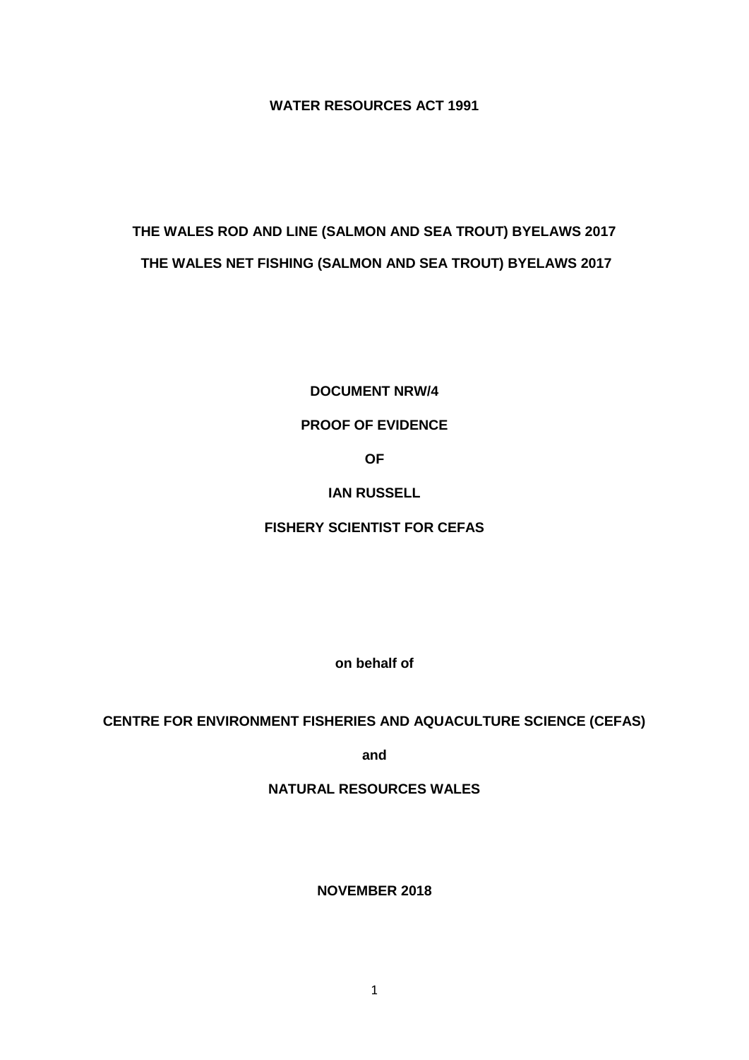**WATER RESOURCES ACT 1991**

**THE WALES ROD AND LINE (SALMON AND SEA TROUT) BYELAWS 2017**

**THE WALES NET FISHING (SALMON AND SEA TROUT) BYELAWS 2017**

**DOCUMENT NRW/4**

**PROOF OF EVIDENCE**

**OF**

**IAN RUSSELL**

**FISHERY SCIENTIST FOR CEFAS**

**on behalf of**

**CENTRE FOR ENVIRONMENT FISHERIES AND AQUACULTURE SCIENCE (CEFAS)**

**and**

**NATURAL RESOURCES WALES**

**NOVEMBER 2018**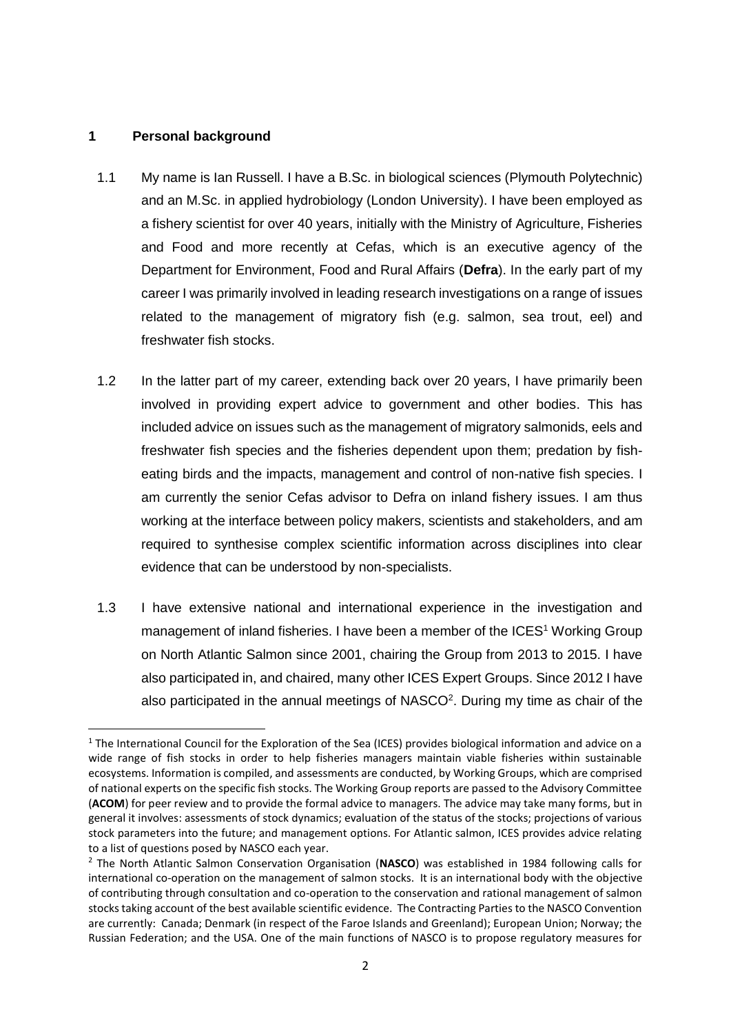## 1 Personal background

1.1 My name is Ian Russell. I have a B.Sc. in biological sciences (Plymouth Polytechnic) and an M.Sc. in applied hydrobiology (London University). I have been employed as a fishery scientist for over 40 years, initially with the Ministry of Agriculture, Fisheries and Food and more recently at Cefas, which is an executive agency of the Department for Environment, Food and Rural Affairs (**Defra**). In the early part of my career I was primarily involved in leading research investigations on a range of issues related to the management of migratory fish (e.g. salmon, sea trout, eel) and freshwater fish stocks.

1.2 In the latter part of my career, extending back over 20 years, I have primarily been involved in providing expert advice to government and other bodies. This has included advice on issues such as the management of migratory salmonids, eels and freshwater fish species and the fisheries dependent upon them; predation by fish-eating birds and the impacts, management and control of non-native fish species. I am currently the senior Cefas advisor to Defra on inland fishery issues. I am thus working at the interface between policy makers, scientists and stakeholders, and am required to synthesise complex scientific information across disciplines into clear evidence that can be understood by non-specialists.

1.3 I have extensive national and international experience in the investigation and management of inland fisheries. I have been a member of the ICES[1] Working Group on North Atlantic Salmon since 2001, chairing the Group from 2013 to 2015. I have also participated in, and chaired, many other ICES Expert Groups. Since 2012 I have also participated in the annual meetings of NASCO[2]. During my time as chair of the

---

[1] The International Council for the Exploration of the Sea (ICES) provides biological information and advice on a wide range of fish stocks in order to help fisheries managers maintain viable fisheries within sustainable ecosystems. Information is compiled, and assessments are conducted, by Working Groups, which are comprised of national experts on the specific fish stocks. The Working Group reports are passed to the Advisory Committee (**ACOM**) for peer review and to provide the formal advice to managers. The advice may take many forms, but in general it involves: assessments of stock dynamics; evaluation of the status of the stocks; projections of various stock parameters into the future; and management options. For Atlantic salmon, ICES provides advice relating to a list of questions posed by NASCO each year.

[2] The North Atlantic Salmon Conservation Organisation (**NASCO**) was established in 1984 following calls for international co-operation on the management of salmon stocks. It is an international body with the objective of contributing through consultation and co-operation to the conservation and rational management of salmon stocks taking account of the best available scientific evidence. The Contracting Parties to the NASCO Convention are currently: Canada; Denmark (in respect of the Faroe Islands and Greenland); European Union; Norway; the Russian Federation; and the USA. One of the main functions of NASCO is to propose regulatory measures for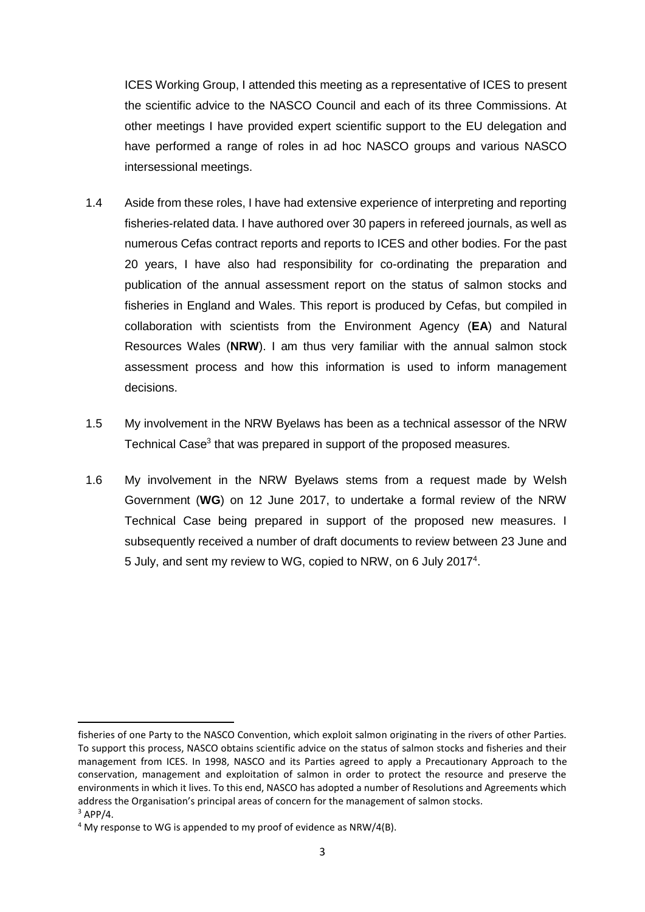ICES Working Group, I attended this meeting as a representative of ICES to present the scientific advice to the NASCO Council and each of its three Commissions. At other meetings I have provided expert scientific support to the EU delegation and have performed a range of roles in ad hoc NASCO groups and various NASCO intersessional meetings.

1.4 Aside from these roles, I have had extensive experience of interpreting and reporting fisheries-related data. I have authored over 30 papers in refereed journals, as well as numerous Cefas contract reports and reports to ICES and other bodies. For the past 20 years, I have also had responsibility for co-ordinating the preparation and publication of the annual assessment report on the status of salmon stocks and fisheries in England and Wales. This report is produced by Cefas, but compiled in collaboration with scientists from the Environment Agency (**EA**) and Natural Resources Wales (**NRW**). I am thus very familiar with the annual salmon stock assessment process and how this information is used to inform management decisions.

1.5 My involvement in the NRW Byelaws has been as a technical assessor of the NRW Technical Case[3] that was prepared in support of the proposed measures.

1.6 My involvement in the NRW Byelaws stems from a request made by Welsh Government (**WG**) on 12 June 2017, to undertake a formal review of the NRW Technical Case being prepared in support of the proposed new measures. I subsequently received a number of draft documents to review between 23 June and 5 July, and sent my review to WG, copied to NRW, on 6 July 2017[4].

---

fisheries of one Party to the NASCO Convention, which exploit salmon originating in the rivers of other Parties. To support this process, NASCO obtains scientific advice on the status of salmon stocks and fisheries and their management from ICES. In 1998, NASCO and its Parties agreed to apply a Precautionary Approach to the conservation, management and exploitation of salmon in order to protect the resource and preserve the environments in which it lives. To this end, NASCO has adopted a number of Resolutions and Agreements which address the Organisation's principal areas of concern for the management of salmon stocks.

[3] APP/4.

[4] My response to WG is appended to my proof of evidence as NRW/4(B).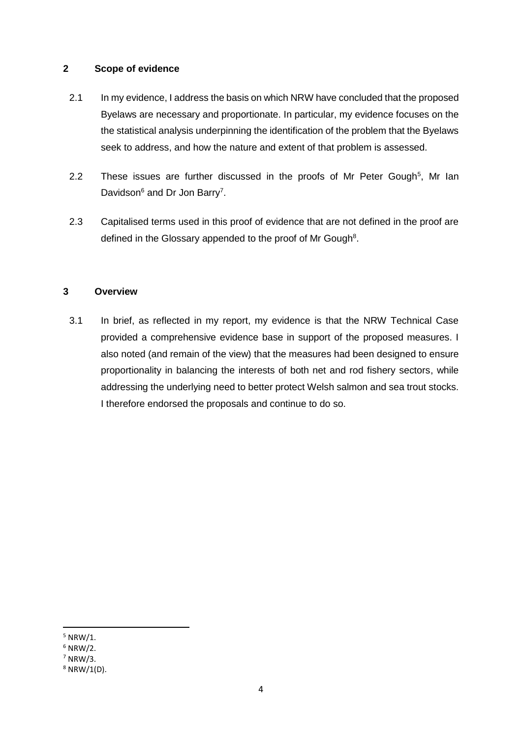## 2 Scope of evidence

2.1 In my evidence, I address the basis on which NRW have concluded that the proposed Byelaws are necessary and proportionate. In particular, my evidence focuses on the the statistical analysis underpinning the identification of the problem that the Byelaws seek to address, and how the nature and extent of that problem is assessed.

2.2 These issues are further discussed in the proofs of Mr Peter Gough[5], Mr Ian Davidson[6] and Dr Jon Barry[7].

2.3 Capitalised terms used in this proof of evidence that are not defined in the proof are defined in the Glossary appended to the proof of Mr Gough[8].

## 3 Overview

3.1 In brief, as reflected in my report, my evidence is that the NRW Technical Case provided a comprehensive evidence base in support of the proposed measures. I also noted (and remain of the view) that the measures had been designed to ensure proportionality in balancing the interests of both net and rod fishery sectors, while addressing the underlying need to better protect Welsh salmon and sea trout stocks. I therefore endorsed the proposals and continue to do so.

---

[5] NRW/1.

[6] NRW/2.

[7] NRW/3.

[8] NRW/1(D).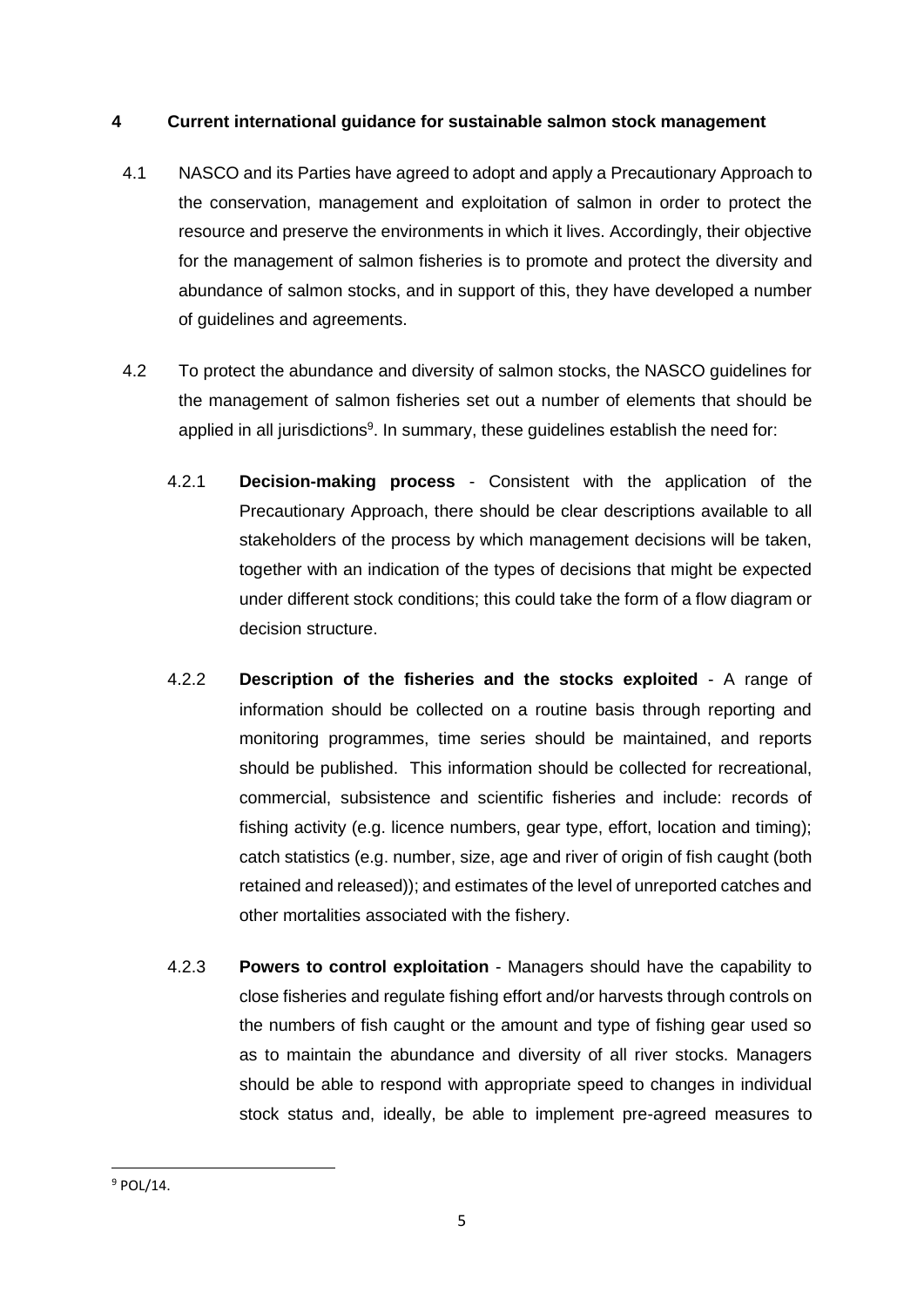## 4 Current international guidance for sustainable salmon stock management

4.1 NASCO and its Parties have agreed to adopt and apply a Precautionary Approach to the conservation, management and exploitation of salmon in order to protect the resource and preserve the environments in which it lives. Accordingly, their objective for the management of salmon fisheries is to promote and protect the diversity and abundance of salmon stocks, and in support of this, they have developed a number of guidelines and agreements.

4.2 To protect the abundance and diversity of salmon stocks, the NASCO guidelines for the management of salmon fisheries set out a number of elements that should be applied in all jurisdictions[9]. In summary, these guidelines establish the need for:

4.2.1 **Decision-making process** - Consistent with the application of the Precautionary Approach, there should be clear descriptions available to all stakeholders of the process by which management decisions will be taken, together with an indication of the types of decisions that might be expected under different stock conditions; this could take the form of a flow diagram or decision structure.

4.2.2 **Description of the fisheries and the stocks exploited** - A range of information should be collected on a routine basis through reporting and monitoring programmes, time series should be maintained, and reports should be published. This information should be collected for recreational, commercial, subsistence and scientific fisheries and include: records of fishing activity (e.g. licence numbers, gear type, effort, location and timing); catch statistics (e.g. number, size, age and river of origin of fish caught (both retained and released)); and estimates of the level of unreported catches and other mortalities associated with the fishery.

4.2.3 **Powers to control exploitation** - Managers should have the capability to close fisheries and regulate fishing effort and/or harvests through controls on the numbers of fish caught or the amount and type of fishing gear used so as to maintain the abundance and diversity of all river stocks. Managers should be able to respond with appropriate speed to changes in individual stock status and, ideally, be able to implement pre-agreed measures to

[9] POL/14.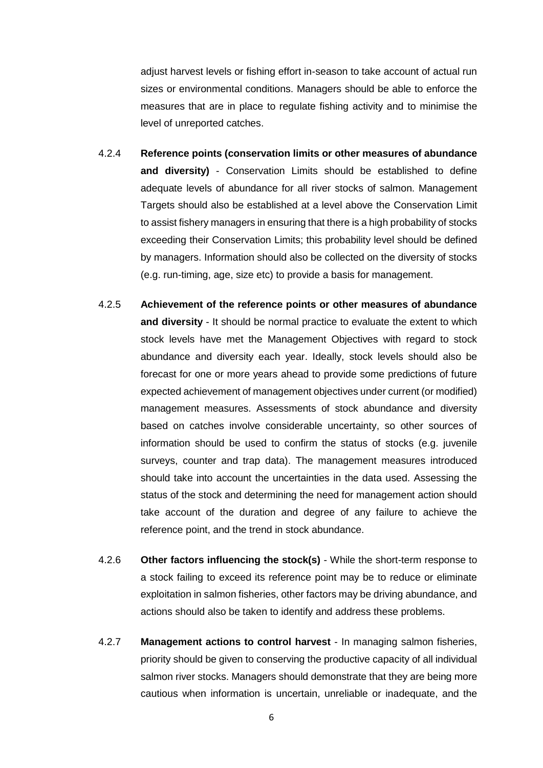adjust harvest levels or fishing effort in-season to take account of actual run sizes or environmental conditions. Managers should be able to enforce the measures that are in place to regulate fishing activity and to minimise the level of unreported catches.

4.2.4 **Reference points (conservation limits or other measures of abundance and diversity)** - Conservation Limits should be established to define adequate levels of abundance for all river stocks of salmon. Management Targets should also be established at a level above the Conservation Limit to assist fishery managers in ensuring that there is a high probability of stocks exceeding their Conservation Limits; this probability level should be defined by managers. Information should also be collected on the diversity of stocks (e.g. run-timing, age, size etc) to provide a basis for management.

4.2.5 **Achievement of the reference points or other measures of abundance and diversity** - It should be normal practice to evaluate the extent to which stock levels have met the Management Objectives with regard to stock abundance and diversity each year. Ideally, stock levels should also be forecast for one or more years ahead to provide some predictions of future expected achievement of management objectives under current (or modified) management measures. Assessments of stock abundance and diversity based on catches involve considerable uncertainty, so other sources of information should be used to confirm the status of stocks (e.g. juvenile surveys, counter and trap data). The management measures introduced should take into account the uncertainties in the data used. Assessing the status of the stock and determining the need for management action should take account of the duration and degree of any failure to achieve the reference point, and the trend in stock abundance.

4.2.6 **Other factors influencing the stock(s)** - While the short-term response to a stock failing to exceed its reference point may be to reduce or eliminate exploitation in salmon fisheries, other factors may be driving abundance, and actions should also be taken to identify and address these problems.

4.2.7 **Management actions to control harvest** - In managing salmon fisheries, priority should be given to conserving the productive capacity of all individual salmon river stocks. Managers should demonstrate that they are being more cautious when information is uncertain, unreliable or inadequate, and the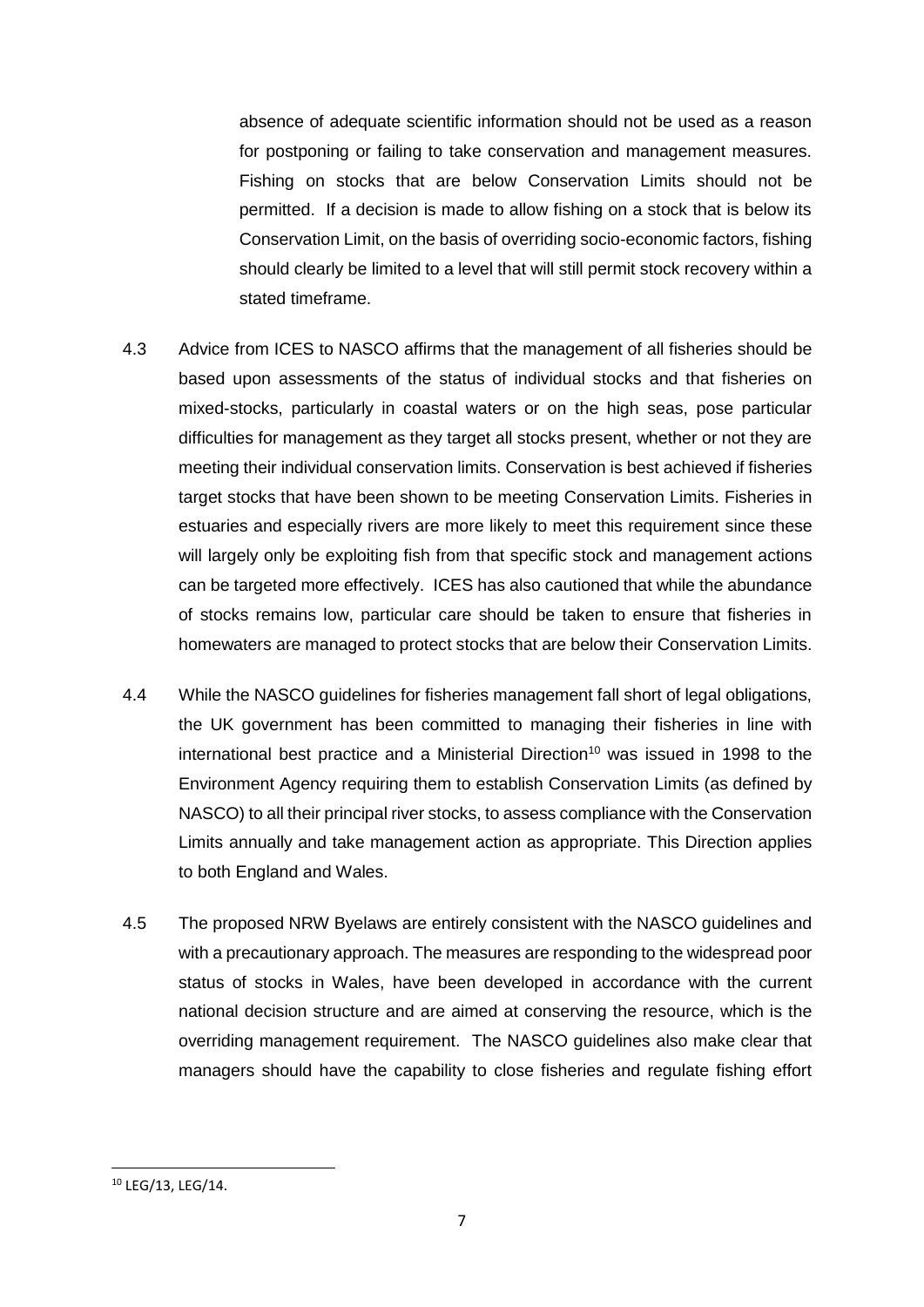absence of adequate scientific information should not be used as a reason for postponing or failing to take conservation and management measures. Fishing on stocks that are below Conservation Limits should not be permitted. If a decision is made to allow fishing on a stock that is below its Conservation Limit, on the basis of overriding socio-economic factors, fishing should clearly be limited to a level that will still permit stock recovery within a stated timeframe.

4.3 Advice from ICES to NASCO affirms that the management of all fisheries should be based upon assessments of the status of individual stocks and that fisheries on mixed-stocks, particularly in coastal waters or on the high seas, pose particular difficulties for management as they target all stocks present, whether or not they are meeting their individual conservation limits. Conservation is best achieved if fisheries target stocks that have been shown to be meeting Conservation Limits. Fisheries in estuaries and especially rivers are more likely to meet this requirement since these will largely only be exploiting fish from that specific stock and management actions can be targeted more effectively. ICES has also cautioned that while the abundance of stocks remains low, particular care should be taken to ensure that fisheries in homewaters are managed to protect stocks that are below their Conservation Limits.

4.4 While the NASCO guidelines for fisheries management fall short of legal obligations, the UK government has been committed to managing their fisheries in line with international best practice and a Ministerial Direction[10] was issued in 1998 to the Environment Agency requiring them to establish Conservation Limits (as defined by NASCO) to all their principal river stocks, to assess compliance with the Conservation Limits annually and take management action as appropriate. This Direction applies to both England and Wales.

4.5 The proposed NRW Byelaws are entirely consistent with the NASCO guidelines and with a precautionary approach. The measures are responding to the widespread poor status of stocks in Wales, have been developed in accordance with the current national decision structure and are aimed at conserving the resource, which is the overriding management requirement. The NASCO guidelines also make clear that managers should have the capability to close fisheries and regulate fishing effort

[10] LEG/13, LEG/14.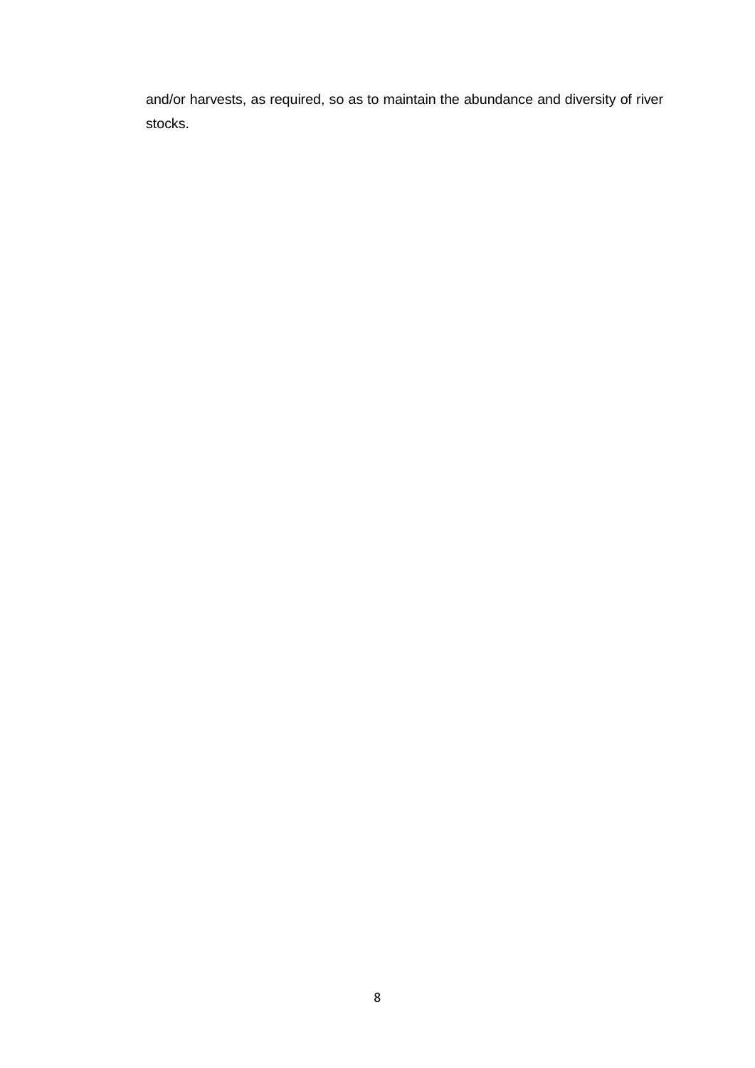and/or harvests, as required, so as to maintain the abundance and diversity of river stocks.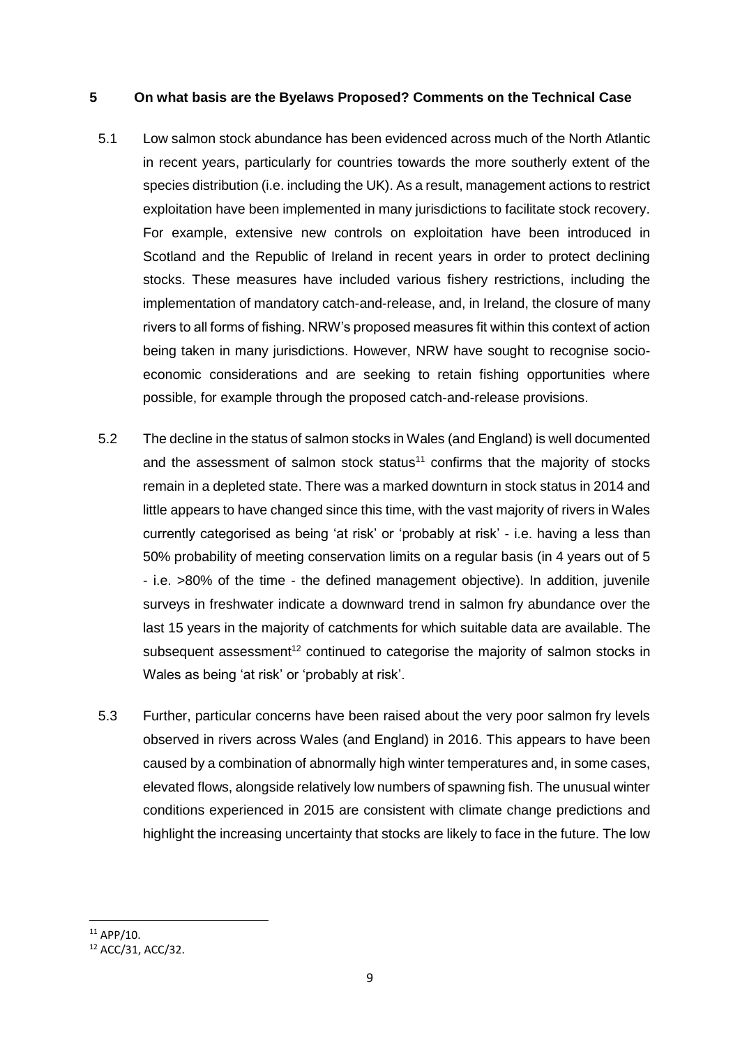## 5 On what basis are the Byelaws Proposed? Comments on the Technical Case

5.1 Low salmon stock abundance has been evidenced across much of the North Atlantic in recent years, particularly for countries towards the more southerly extent of the species distribution (i.e. including the UK). As a result, management actions to restrict exploitation have been implemented in many jurisdictions to facilitate stock recovery. For example, extensive new controls on exploitation have been introduced in Scotland and the Republic of Ireland in recent years in order to protect declining stocks. These measures have included various fishery restrictions, including the implementation of mandatory catch-and-release, and, in Ireland, the closure of many rivers to all forms of fishing. NRW's proposed measures fit within this context of action being taken in many jurisdictions. However, NRW have sought to recognise socio-economic considerations and are seeking to retain fishing opportunities where possible, for example through the proposed catch-and-release provisions.

5.2 The decline in the status of salmon stocks in Wales (and England) is well documented and the assessment of salmon stock status[11] confirms that the majority of stocks remain in a depleted state. There was a marked downturn in stock status in 2014 and little appears to have changed since this time, with the vast majority of rivers in Wales currently categorised as being 'at risk' or 'probably at risk' - i.e. having a less than 50% probability of meeting conservation limits on a regular basis (in 4 years out of 5 - i.e. >80% of the time - the defined management objective). In addition, juvenile surveys in freshwater indicate a downward trend in salmon fry abundance over the last 15 years in the majority of catchments for which suitable data are available. The subsequent assessment[12] continued to categorise the majority of salmon stocks in Wales as being 'at risk' or 'probably at risk'.

5.3 Further, particular concerns have been raised about the very poor salmon fry levels observed in rivers across Wales (and England) in 2016. This appears to have been caused by a combination of abnormally high winter temperatures and, in some cases, elevated flows, alongside relatively low numbers of spawning fish. The unusual winter conditions experienced in 2015 are consistent with climate change predictions and highlight the increasing uncertainty that stocks are likely to face in the future. The low

---

[11] APP/10.

[12] ACC/31, ACC/32.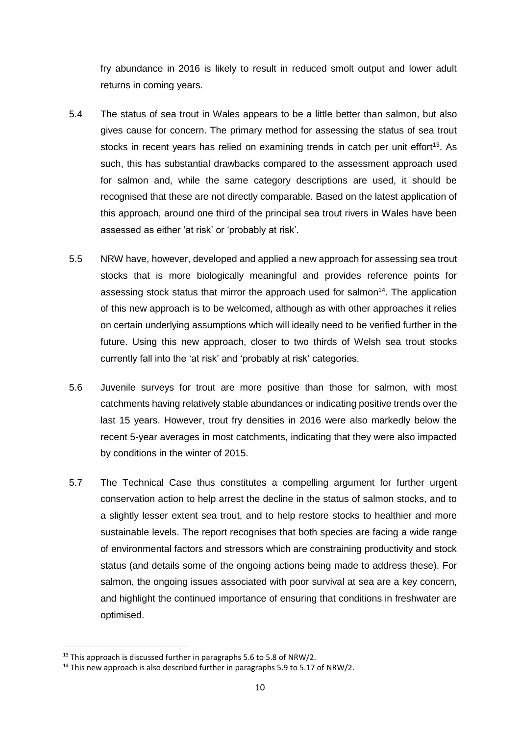fry abundance in 2016 is likely to result in reduced smolt output and lower adult returns in coming years.

5.4 The status of sea trout in Wales appears to be a little better than salmon, but also gives cause for concern. The primary method for assessing the status of sea trout stocks in recent years has relied on examining trends in catch per unit effort[13]. As such, this has substantial drawbacks compared to the assessment approach used for salmon and, while the same category descriptions are used, it should be recognised that these are not directly comparable. Based on the latest application of this approach, around one third of the principal sea trout rivers in Wales have been assessed as either 'at risk' or 'probably at risk'.

5.5 NRW have, however, developed and applied a new approach for assessing sea trout stocks that is more biologically meaningful and provides reference points for assessing stock status that mirror the approach used for salmon[14]. The application of this new approach is to be welcomed, although as with other approaches it relies on certain underlying assumptions which will ideally need to be verified further in the future. Using this new approach, closer to two thirds of Welsh sea trout stocks currently fall into the 'at risk' and 'probably at risk' categories.

5.6 Juvenile surveys for trout are more positive than those for salmon, with most catchments having relatively stable abundances or indicating positive trends over the last 15 years. However, trout fry densities in 2016 were also markedly below the recent 5-year averages in most catchments, indicating that they were also impacted by conditions in the winter of 2015.

5.7 The Technical Case thus constitutes a compelling argument for further urgent conservation action to help arrest the decline in the status of salmon stocks, and to a slightly lesser extent sea trout, and to help restore stocks to healthier and more sustainable levels. The report recognises that both species are facing a wide range of environmental factors and stressors which are constraining productivity and stock status (and details some of the ongoing actions being made to address these). For salmon, the ongoing issues associated with poor survival at sea are a key concern, and highlight the continued importance of ensuring that conditions in freshwater are optimised.

---

[13] This approach is discussed further in paragraphs 5.6 to 5.8 of NRW/2.

[14] This new approach is also described further in paragraphs 5.9 to 5.17 of NRW/2.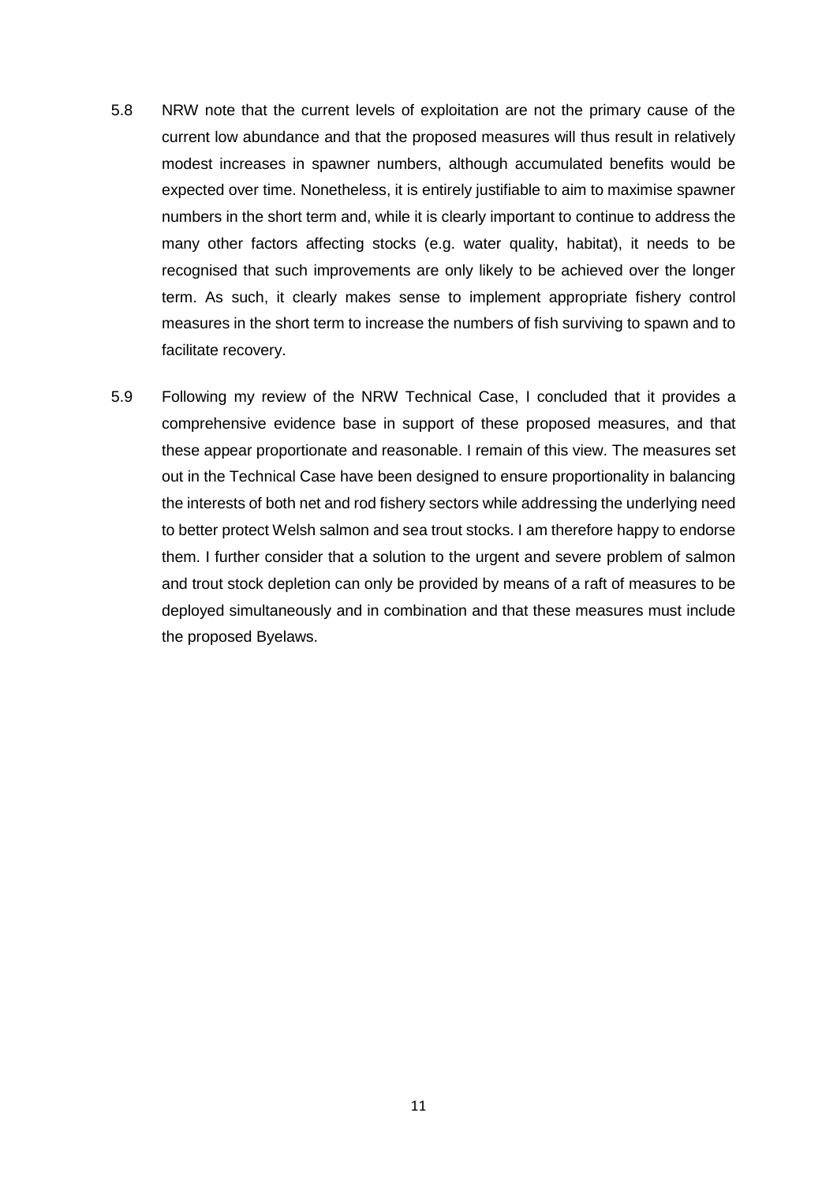5.8 NRW note that the current levels of exploitation are not the primary cause of the current low abundance and that the proposed measures will thus result in relatively modest increases in spawner numbers, although accumulated benefits would be expected over time. Nonetheless, it is entirely justifiable to aim to maximise spawner numbers in the short term and, while it is clearly important to continue to address the many other factors affecting stocks (e.g. water quality, habitat), it needs to be recognised that such improvements are only likely to be achieved over the longer term. As such, it clearly makes sense to implement appropriate fishery control measures in the short term to increase the numbers of fish surviving to spawn and to facilitate recovery.

5.9 Following my review of the NRW Technical Case, I concluded that it provides a comprehensive evidence base in support of these proposed measures, and that these appear proportionate and reasonable. I remain of this view. The measures set out in the Technical Case have been designed to ensure proportionality in balancing the interests of both net and rod fishery sectors while addressing the underlying need to better protect Welsh salmon and sea trout stocks. I am therefore happy to endorse them. I further consider that a solution to the urgent and severe problem of salmon and trout stock depletion can only be provided by means of a raft of measures to be deployed simultaneously and in combination and that these measures must include the proposed Byelaws.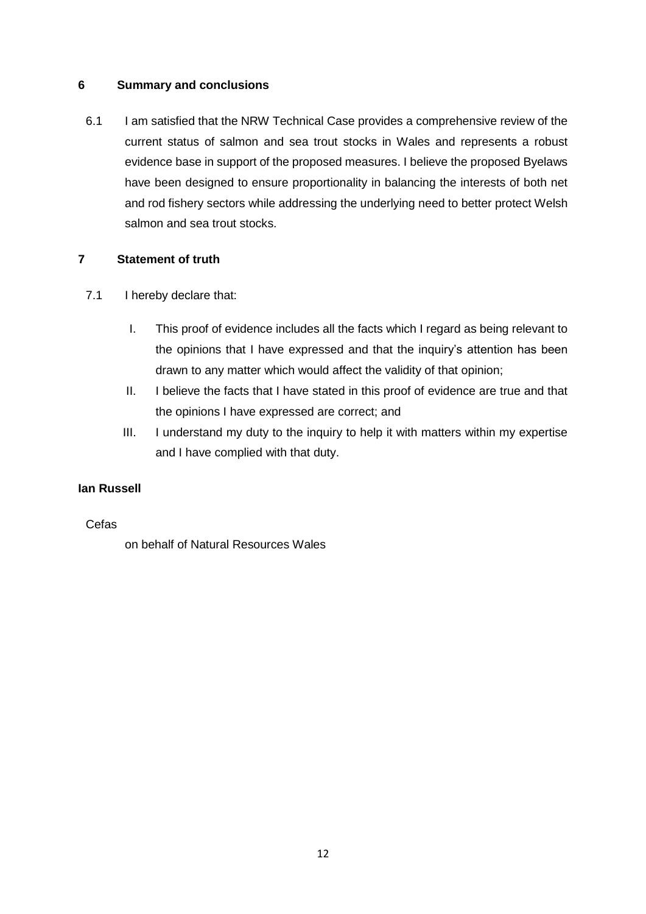## 6 Summary and conclusions

6.1 I am satisfied that the NRW Technical Case provides a comprehensive review of the current status of salmon and sea trout stocks in Wales and represents a robust evidence base in support of the proposed measures. I believe the proposed Byelaws have been designed to ensure proportionality in balancing the interests of both net and rod fishery sectors while addressing the underlying need to better protect Welsh salmon and sea trout stocks.

## 7 Statement of truth

7.1 I hereby declare that:

I. This proof of evidence includes all the facts which I regard as being relevant to the opinions that I have expressed and that the inquiry's attention has been drawn to any matter which would affect the validity of that opinion;

II. I believe the facts that I have stated in this proof of evidence are true and that the opinions I have expressed are correct; and

III. I understand my duty to the inquiry to help it with matters within my expertise and I have complied with that duty.

**Ian Russell**

Cefas

on behalf of Natural Resources Wales